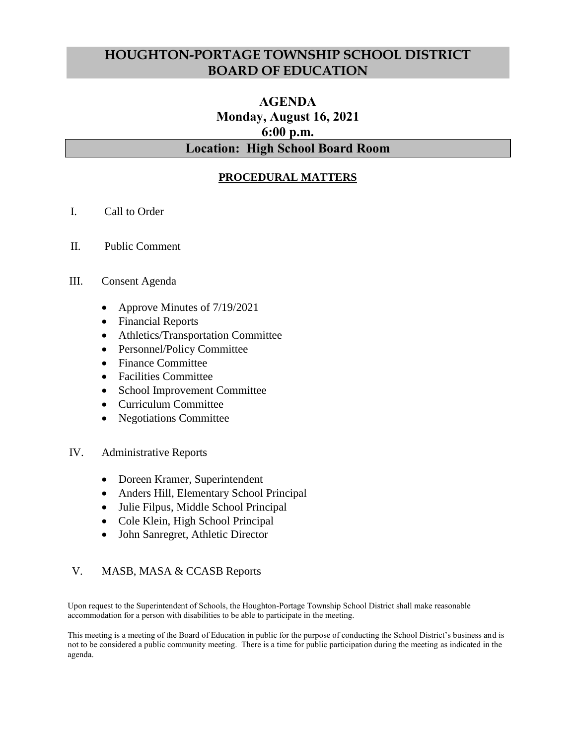# HOUGHTON-PORTAGE TOWNSHIP SCHOOL DISTRICT BOARD OF EDUCATION

## AGENDA
## Monday, August 16, 2021
## 6:00 p.m.
## Location: High School Board Room

**PROCEDURAL MATTERS**

I. Call to Order

II. Public Comment

III. Consent Agenda

- Approve Minutes of 7/19/2021
- Financial Reports
- Athletics/Transportation Committee
- Personnel/Policy Committee
- Finance Committee
- Facilities Committee
- School Improvement Committee
- Curriculum Committee
- Negotiations Committee

IV. Administrative Reports

- Doreen Kramer, Superintendent
- Anders Hill, Elementary School Principal
- Julie Filpus, Middle School Principal
- Cole Klein, High School Principal
- John Sanregret, Athletic Director

V. MASB, MASA & CCASB Reports

Upon request to the Superintendent of Schools, the Houghton-Portage Township School District shall make reasonable accommodation for a person with disabilities to be able to participate in the meeting.

This meeting is a meeting of the Board of Education in public for the purpose of conducting the School District's business and is not to be considered a public community meeting. There is a time for public participation during the meeting as indicated in the agenda.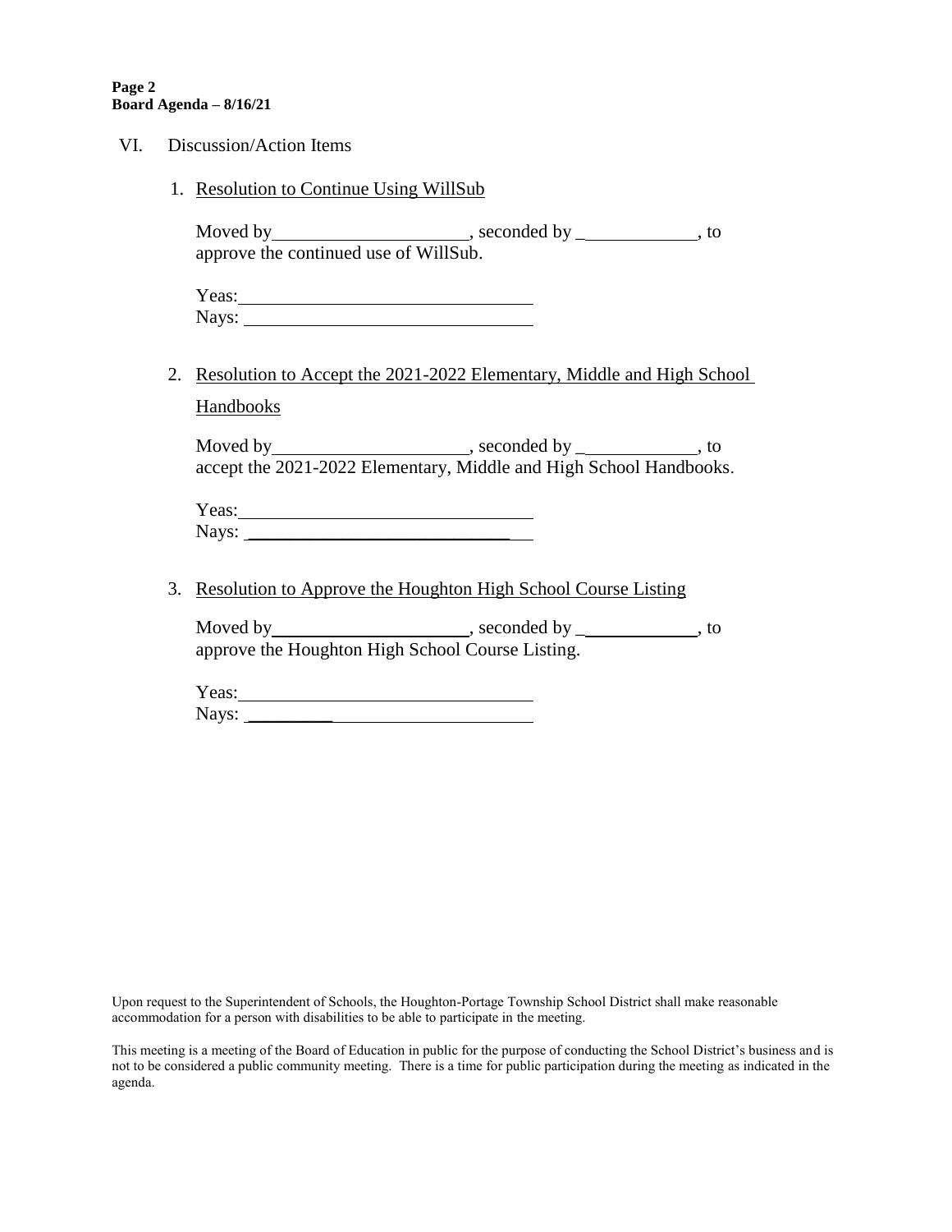VI. Discussion/Action Items

1. Resolution to Continue Using WillSub

   Moved by\_\_\_\_\_\_\_\_\_\_\_\_\_\_\_\_\_\_\_\_\_\_, seconded by \_\_\_\_\_\_\_\_\_\_\_\_\_, to approve the continued use of WillSub.

   Yeas:\_\_\_\_\_\_\_\_\_\_\_\_\_\_\_\_\_\_\_\_\_\_\_\_\_\_\_\_\_\_\_\_
   Nays: \_\_\_\_\_\_\_\_\_\_\_\_\_\_\_\_\_\_\_\_\_\_\_\_\_\_\_\_\_\_\_\_

2. Resolution to Accept the 2021-2022 Elementary, Middle and High School Handbooks

   Moved by\_\_\_\_\_\_\_\_\_\_\_\_\_\_\_\_\_\_\_\_\_\_, seconded by \_\_\_\_\_\_\_\_\_\_\_\_\_, to accept the 2021-2022 Elementary, Middle and High School Handbooks.

   Yeas:\_\_\_\_\_\_\_\_\_\_\_\_\_\_\_\_\_\_\_\_\_\_\_\_\_\_\_\_\_\_\_\_
   Nays: \_\_\_\_\_\_\_\_\_\_\_\_\_\_\_\_\_\_\_\_\_\_\_\_\_\_\_\_\_\_\_\_

3. Resolution to Approve the Houghton High School Course Listing

   Moved by\_\_\_\_\_\_\_\_\_\_\_\_\_\_\_\_\_\_\_\_\_\_, seconded by \_\_\_\_\_\_\_\_\_\_\_\_\_, to approve the Houghton High School Course Listing.

   Yeas:\_\_\_\_\_\_\_\_\_\_\_\_\_\_\_\_\_\_\_\_\_\_\_\_\_\_\_\_\_\_\_\_
   Nays: \_\_\_\_\_\_\_\_\_\_\_\_\_\_\_\_\_\_\_\_\_\_\_\_\_\_\_\_\_\_\_\_

Upon request to the Superintendent of Schools, the Houghton-Portage Township School District shall make reasonable accommodation for a person with disabilities to be able to participate in the meeting.

This meeting is a meeting of the Board of Education in public for the purpose of conducting the School District's business and is not to be considered a public community meeting. There is a time for public participation during the meeting as indicated in the agenda.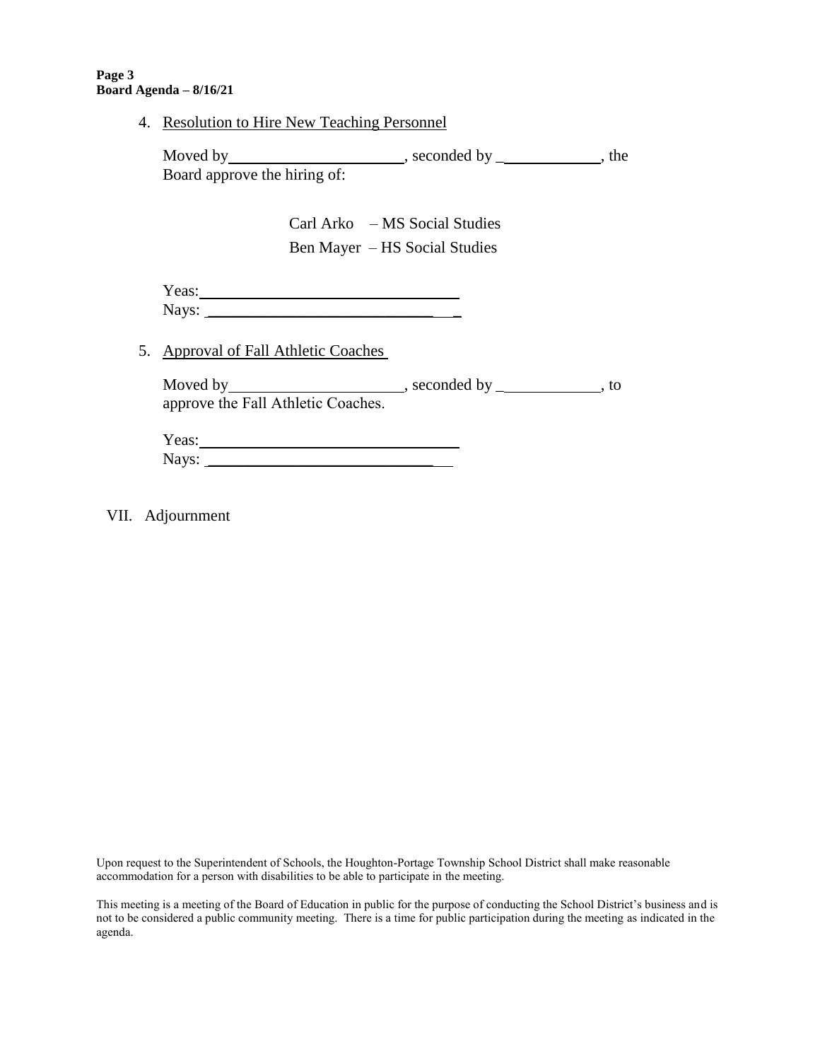4. Resolution to Hire New Teaching Personnel

   Moved by______________________, seconded by _____________, the Board approve the hiring of:

   Carl Arko – MS Social Studies
   Ben Mayer – HS Social Studies

   Yeas:__________________________________
   Nays: __________________________________

5. Approval of Fall Athletic Coaches

   Moved by______________________, seconded by _____________, to approve the Fall Athletic Coaches.

   Yeas:__________________________________
   Nays: __________________________________

VII. Adjournment

Upon request to the Superintendent of Schools, the Houghton-Portage Township School District shall make reasonable accommodation for a person with disabilities to be able to participate in the meeting.

This meeting is a meeting of the Board of Education in public for the purpose of conducting the School District's business and is not to be considered a public community meeting. There is a time for public participation during the meeting as indicated in the agenda.